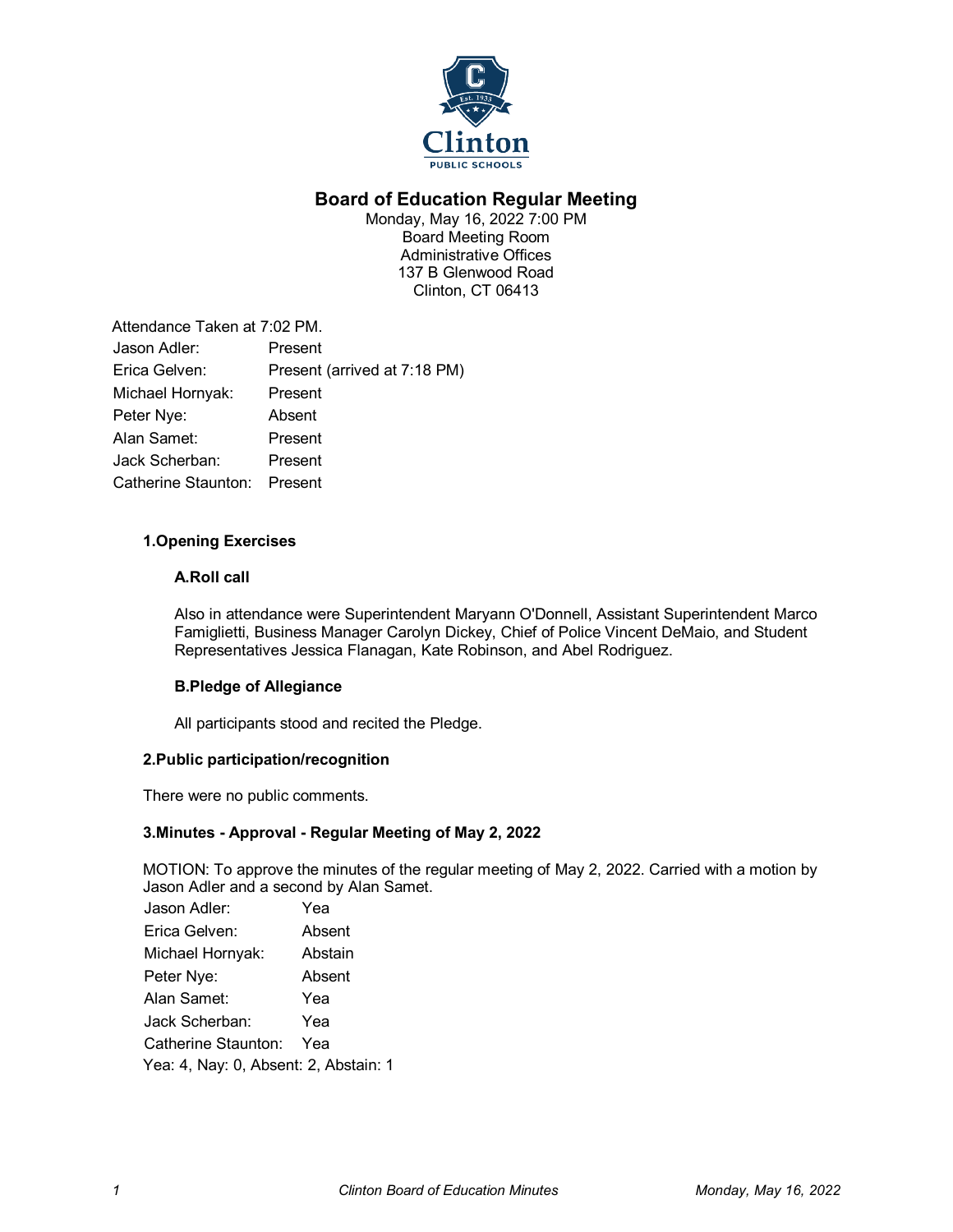# Board of Education Regular Meeting

Monday, May 16, 2022 7:00 PM
Board Meeting Room
Administrative Offices
137 B Glenwood Road
Clinton, CT 06413

Attendance Taken at 7:02 PM.

| | |
|---|---|
| Jason Adler: | Present |
| Erica Gelven: | Present (arrived at 7:18 PM) |
| Michael Hornyak: | Present |
| Peter Nye: | Absent |
| Alan Samet: | Present |
| Jack Scherban: | Present |
| Catherine Staunton: | Present |

## 1.Opening Exercises

### A.Roll call

Also in attendance were Superintendent Maryann O'Donnell, Assistant Superintendent Marco Famiglietti, Business Manager Carolyn Dickey, Chief of Police Vincent DeMaio, and Student Representatives Jessica Flanagan, Kate Robinson, and Abel Rodriguez.

### B.Pledge of Allegiance

All participants stood and recited the Pledge.

## 2.Public participation/recognition

There were no public comments.

## 3.Minutes - Approval - Regular Meeting of May 2, 2022

MOTION: To approve the minutes of the regular meeting of May 2, 2022. Carried with a motion by Jason Adler and a second by Alan Samet.

| | |
|---|---|
| Jason Adler: | Yea |
| Erica Gelven: | Absent |
| Michael Hornyak: | Abstain |
| Peter Nye: | Absent |
| Alan Samet: | Yea |
| Jack Scherban: | Yea |
| Catherine Staunton: | Yea |

Yea: 4, Nay: 0, Absent: 2, Abstain: 1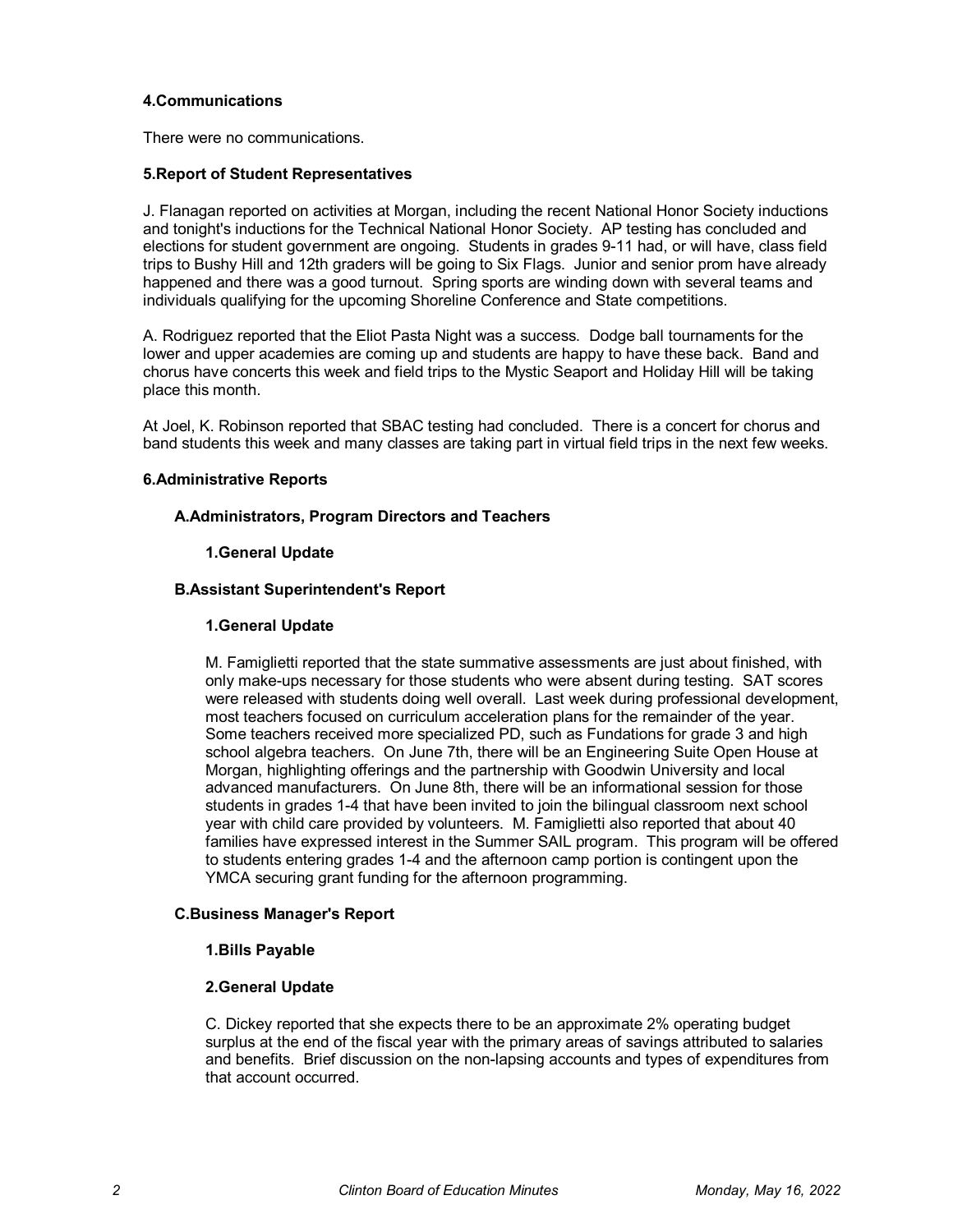### 4.Communications

There were no communications.

### 5.Report of Student Representatives

J. Flanagan reported on activities at Morgan, including the recent National Honor Society inductions and tonight's inductions for the Technical National Honor Society. AP testing has concluded and elections for student government are ongoing. Students in grades 9-11 had, or will have, class field trips to Bushy Hill and 12th graders will be going to Six Flags. Junior and senior prom have already happened and there was a good turnout. Spring sports are winding down with several teams and individuals qualifying for the upcoming Shoreline Conference and State competitions.

A. Rodriguez reported that the Eliot Pasta Night was a success. Dodge ball tournaments for the lower and upper academies are coming up and students are happy to have these back. Band and chorus have concerts this week and field trips to the Mystic Seaport and Holiday Hill will be taking place this month.

At Joel, K. Robinson reported that SBAC testing had concluded. There is a concert for chorus and band students this week and many classes are taking part in virtual field trips in the next few weeks.

### 6.Administrative Reports

#### A.Administrators, Program Directors and Teachers

##### 1.General Update

#### B.Assistant Superintendent's Report

##### 1.General Update

M. Famiglietti reported that the state summative assessments are just about finished, with only make-ups necessary for those students who were absent during testing. SAT scores were released with students doing well overall. Last week during professional development, most teachers focused on curriculum acceleration plans for the remainder of the year. Some teachers received more specialized PD, such as Fundations for grade 3 and high school algebra teachers. On June 7th, there will be an Engineering Suite Open House at Morgan, highlighting offerings and the partnership with Goodwin University and local advanced manufacturers. On June 8th, there will be an informational session for those students in grades 1-4 that have been invited to join the bilingual classroom next school year with child care provided by volunteers. M. Famiglietti also reported that about 40 families have expressed interest in the Summer SAIL program. This program will be offered to students entering grades 1-4 and the afternoon camp portion is contingent upon the YMCA securing grant funding for the afternoon programming.

#### C.Business Manager's Report

##### 1.Bills Payable

##### 2.General Update

C. Dickey reported that she expects there to be an approximate 2% operating budget surplus at the end of the fiscal year with the primary areas of savings attributed to salaries and benefits. Brief discussion on the non-lapsing accounts and types of expenditures from that account occurred.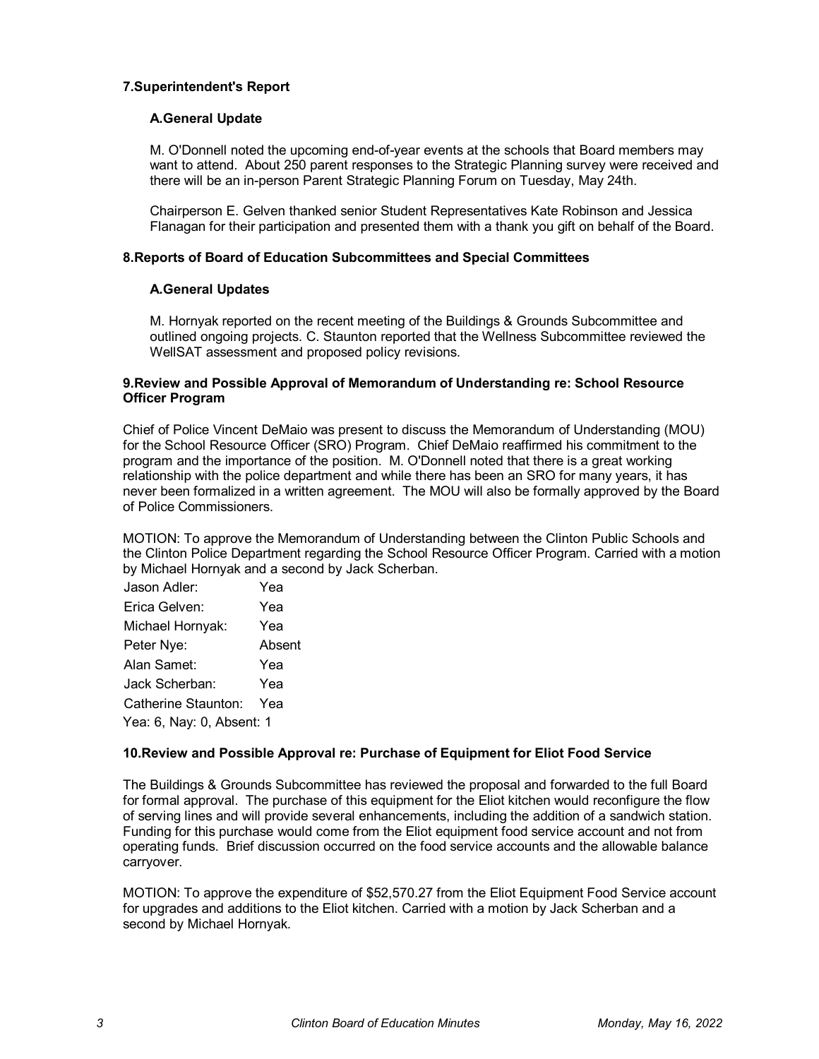### 7. Superintendent's Report

#### A. General Update

M. O'Donnell noted the upcoming end-of-year events at the schools that Board members may want to attend. About 250 parent responses to the Strategic Planning survey were received and there will be an in-person Parent Strategic Planning Forum on Tuesday, May 24th.

Chairperson E. Gelven thanked senior Student Representatives Kate Robinson and Jessica Flanagan for their participation and presented them with a thank you gift on behalf of the Board.

### 8. Reports of Board of Education Subcommittees and Special Committees

#### A. General Updates

M. Hornyak reported on the recent meeting of the Buildings & Grounds Subcommittee and outlined ongoing projects. C. Staunton reported that the Wellness Subcommittee reviewed the WellSAT assessment and proposed policy revisions.

### 9. Review and Possible Approval of Memorandum of Understanding re: School Resource Officer Program

Chief of Police Vincent DeMaio was present to discuss the Memorandum of Understanding (MOU) for the School Resource Officer (SRO) Program. Chief DeMaio reaffirmed his commitment to the program and the importance of the position. M. O'Donnell noted that there is a great working relationship with the police department and while there has been an SRO for many years, it has never been formalized in a written agreement. The MOU will also be formally approved by the Board of Police Commissioners.

MOTION: To approve the Memorandum of Understanding between the Clinton Public Schools and the Clinton Police Department regarding the School Resource Officer Program. Carried with a motion by Michael Hornyak and a second by Jack Scherban.

| | |
|---|---|
| Jason Adler: | Yea |
| Erica Gelven: | Yea |
| Michael Hornyak: | Yea |
| Peter Nye: | Absent |
| Alan Samet: | Yea |
| Jack Scherban: | Yea |
| Catherine Staunton: | Yea |

Yea: 6, Nay: 0, Absent: 1

### 10. Review and Possible Approval re: Purchase of Equipment for Eliot Food Service

The Buildings & Grounds Subcommittee has reviewed the proposal and forwarded to the full Board for formal approval. The purchase of this equipment for the Eliot kitchen would reconfigure the flow of serving lines and will provide several enhancements, including the addition of a sandwich station. Funding for this purchase would come from the Eliot equipment food service account and not from operating funds. Brief discussion occurred on the food service accounts and the allowable balance carryover.

MOTION: To approve the expenditure of $52,570.27 from the Eliot Equipment Food Service account for upgrades and additions to the Eliot kitchen. Carried with a motion by Jack Scherban and a second by Michael Hornyak.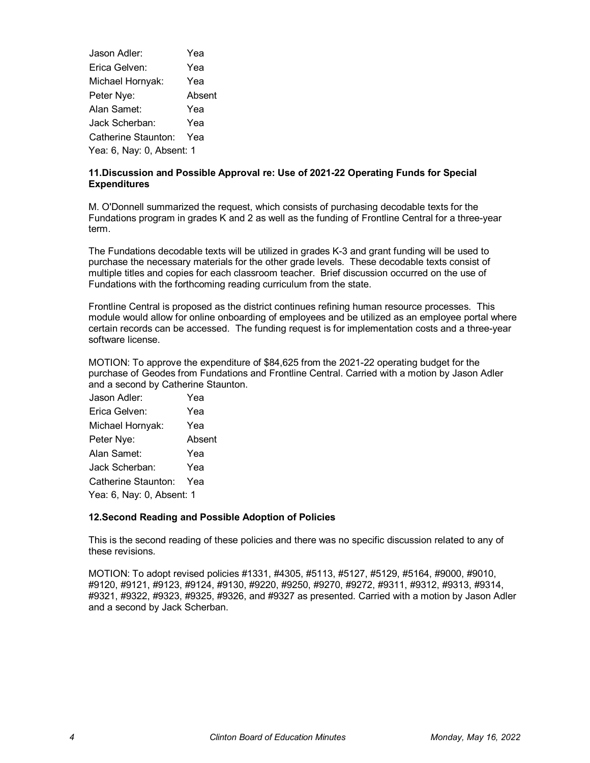| | |
|---|---|
| Jason Adler: | Yea |
| Erica Gelven: | Yea |
| Michael Hornyak: | Yea |
| Peter Nye: | Absent |
| Alan Samet: | Yea |
| Jack Scherban: | Yea |
| Catherine Staunton: | Yea |

Yea: 6, Nay: 0, Absent: 1

### 11.Discussion and Possible Approval re: Use of 2021-22 Operating Funds for Special Expenditures

M. O'Donnell summarized the request, which consists of purchasing decodable texts for the Fundations program in grades K and 2 as well as the funding of Frontline Central for a three-year term.

The Fundations decodable texts will be utilized in grades K-3 and grant funding will be used to purchase the necessary materials for the other grade levels. These decodable texts consist of multiple titles and copies for each classroom teacher. Brief discussion occurred on the use of Fundations with the forthcoming reading curriculum from the state.

Frontline Central is proposed as the district continues refining human resource processes. This module would allow for online onboarding of employees and be utilized as an employee portal where certain records can be accessed. The funding request is for implementation costs and a three-year software license.

MOTION: To approve the expenditure of $84,625 from the 2021-22 operating budget for the purchase of Geodes from Fundations and Frontline Central. Carried with a motion by Jason Adler and a second by Catherine Staunton.

| | |
|---|---|
| Jason Adler: | Yea |
| Erica Gelven: | Yea |
| Michael Hornyak: | Yea |
| Peter Nye: | Absent |
| Alan Samet: | Yea |
| Jack Scherban: | Yea |
| Catherine Staunton: | Yea |

Yea: 6, Nay: 0, Absent: 1

### 12.Second Reading and Possible Adoption of Policies

This is the second reading of these policies and there was no specific discussion related to any of these revisions.

MOTION: To adopt revised policies #1331, #4305, #5113, #5127, #5129, #5164, #9000, #9010, #9120, #9121, #9123, #9124, #9130, #9220, #9250, #9270, #9272, #9311, #9312, #9313, #9314, #9321, #9322, #9323, #9325, #9326, and #9327 as presented. Carried with a motion by Jason Adler and a second by Jack Scherban.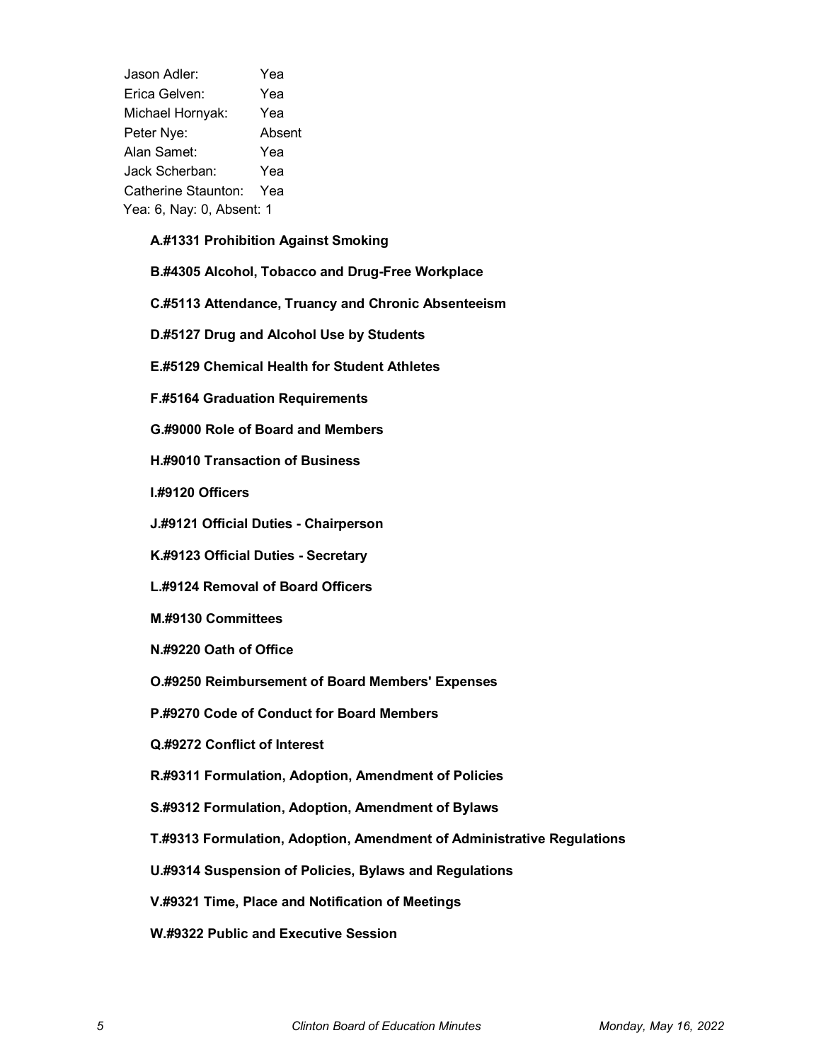Jason Adler: Yea
Erica Gelven: Yea
Michael Hornyak: Yea
Peter Nye: Absent
Alan Samet: Yea
Jack Scherban: Yea
Catherine Staunton: Yea
Yea: 6, Nay: 0, Absent: 1

**A.#1331 Prohibition Against Smoking**

**B.#4305 Alcohol, Tobacco and Drug-Free Workplace**

**C.#5113 Attendance, Truancy and Chronic Absenteeism**

**D.#5127 Drug and Alcohol Use by Students**

**E.#5129 Chemical Health for Student Athletes**

**F.#5164 Graduation Requirements**

**G.#9000 Role of Board and Members**

**H.#9010 Transaction of Business**

**I.#9120 Officers**

**J.#9121 Official Duties - Chairperson**

**K.#9123 Official Duties - Secretary**

**L.#9124 Removal of Board Officers**

**M.#9130 Committees**

**N.#9220 Oath of Office**

**O.#9250 Reimbursement of Board Members' Expenses**

**P.#9270 Code of Conduct for Board Members**

**Q.#9272 Conflict of Interest**

**R.#9311 Formulation, Adoption, Amendment of Policies**

**S.#9312 Formulation, Adoption, Amendment of Bylaws**

**T.#9313 Formulation, Adoption, Amendment of Administrative Regulations**

**U.#9314 Suspension of Policies, Bylaws and Regulations**

**V.#9321 Time, Place and Notification of Meetings**

**W.#9322 Public and Executive Session**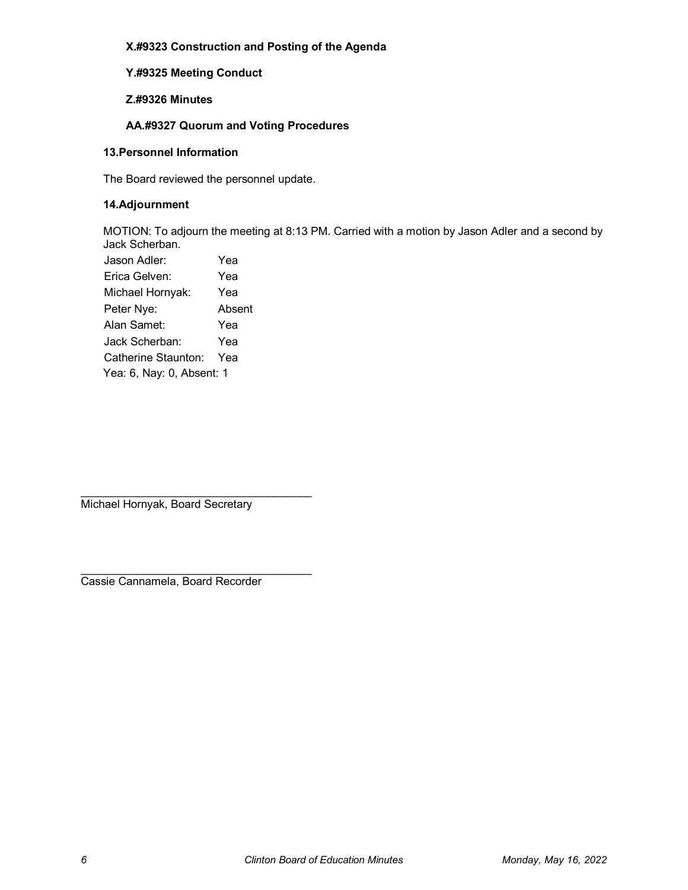**X.#9323 Construction and Posting of the Agenda**

**Y.#9325 Meeting Conduct**

**Z.#9326 Minutes**

**AA.#9327 Quorum and Voting Procedures**

**13.Personnel Information**

The Board reviewed the personnel update.

**14.Adjournment**

MOTION: To adjourn the meeting at 8:13 PM. Carried with a motion by Jason Adler and a second by Jack Scherban.

| | |
|---|---|
| Jason Adler: | Yea |
| Erica Gelven: | Yea |
| Michael Hornyak: | Yea |
| Peter Nye: | Absent |
| Alan Samet: | Yea |
| Jack Scherban: | Yea |
| Catherine Staunton: | Yea |

Yea: 6, Nay: 0, Absent: 1

_____________________________________
Michael Hornyak, Board Secretary

_____________________________________
Cassie Cannamela, Board Recorder